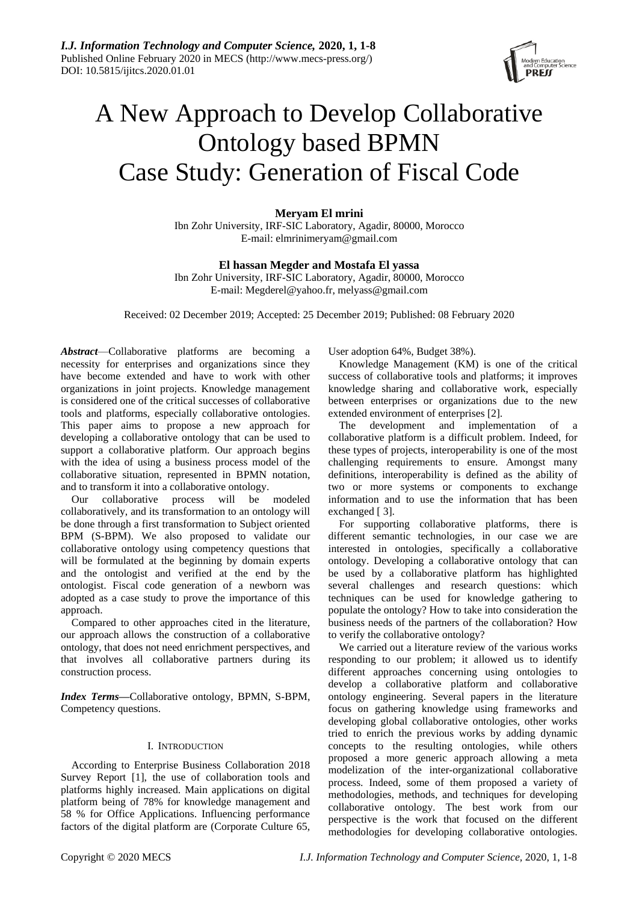# A New Approach to Develop Collaborative Ontology based BPMN Case Study: Generation of Fiscal Code

**Meryam El mrini**

Ibn Zohr University, IRF-SIC Laboratory, Agadir, 80000, Morocco

E-mail: elmrinimeryam@gmail.com

**El hassan Megder and Mostafa El yassa**

Ibn Zohr University, IRF-SIC Laboratory, Agadir, 80000, Morocco

E-mail: Megderel@yahoo.fr, melyass@gmail.com

Received: 02 December 2019; Accepted: 25 December 2019; Published: 08 February 2020

***Abstract***—Collaborative platforms are becoming a necessity for enterprises and organizations since they have become extended and have to work with other organizations in joint projects. Knowledge management is considered one of the critical successes of collaborative tools and platforms, especially collaborative ontologies. This paper aims to propose a new approach for developing a collaborative ontology that can be used to support a collaborative platform. Our approach begins with the idea of using a business process model of the collaborative situation, represented in BPMN notation, and to transform it into a collaborative ontology.

Our collaborative process will be modeled collaboratively, and its transformation to an ontology will be done through a first transformation to Subject oriented BPM (S-BPM). We also proposed to validate our collaborative ontology using competency questions that will be formulated at the beginning by domain experts and the ontologist and verified at the end by the ontologist. Fiscal code generation of a newborn was adopted as a case study to prove the importance of this approach.

Compared to other approaches cited in the literature, our approach allows the construction of a collaborative ontology, that does not need enrichment perspectives, and that involves all collaborative partners during its construction process.

***Index Terms***—Collaborative ontology, BPMN, S-BPM, Competency questions.

## I. Introduction

According to Enterprise Business Collaboration 2018 Survey Report [1], the use of collaboration tools and platforms highly increased. Main applications on digital platform being of 78% for knowledge management and 58 % for Office Applications. Influencing performance factors of the digital platform are (Corporate Culture 65, User adoption 64%, Budget 38%).

Knowledge Management (KM) is one of the critical success of collaborative tools and platforms; it improves knowledge sharing and collaborative work, especially between enterprises or organizations due to the new extended environment of enterprises [2].

The development and implementation of a collaborative platform is a difficult problem. Indeed, for these types of projects, interoperability is one of the most challenging requirements to ensure. Amongst many definitions, interoperability is defined as the ability of two or more systems or components to exchange information and to use the information that has been exchanged [ 3].

For supporting collaborative platforms, there is different semantic technologies, in our case we are interested in ontologies, specifically a collaborative ontology. Developing a collaborative ontology that can be used by a collaborative platform has highlighted several challenges and research questions: which techniques can be used for knowledge gathering to populate the ontology? How to take into consideration the business needs of the partners of the collaboration? How to verify the collaborative ontology?

We carried out a literature review of the various works responding to our problem; it allowed us to identify different approaches concerning using ontologies to develop a collaborative platform and collaborative ontology engineering. Several papers in the literature focus on gathering knowledge using frameworks and developing global collaborative ontologies, other works tried to enrich the previous works by adding dynamic concepts to the resulting ontologies, while others proposed a more generic approach allowing a meta modelization of the inter-organizational collaborative process. Indeed, some of them proposed a variety of methodologies, methods, and techniques for developing collaborative ontology. The best work from our perspective is the work that focused on the different methodologies for developing collaborative ontologies.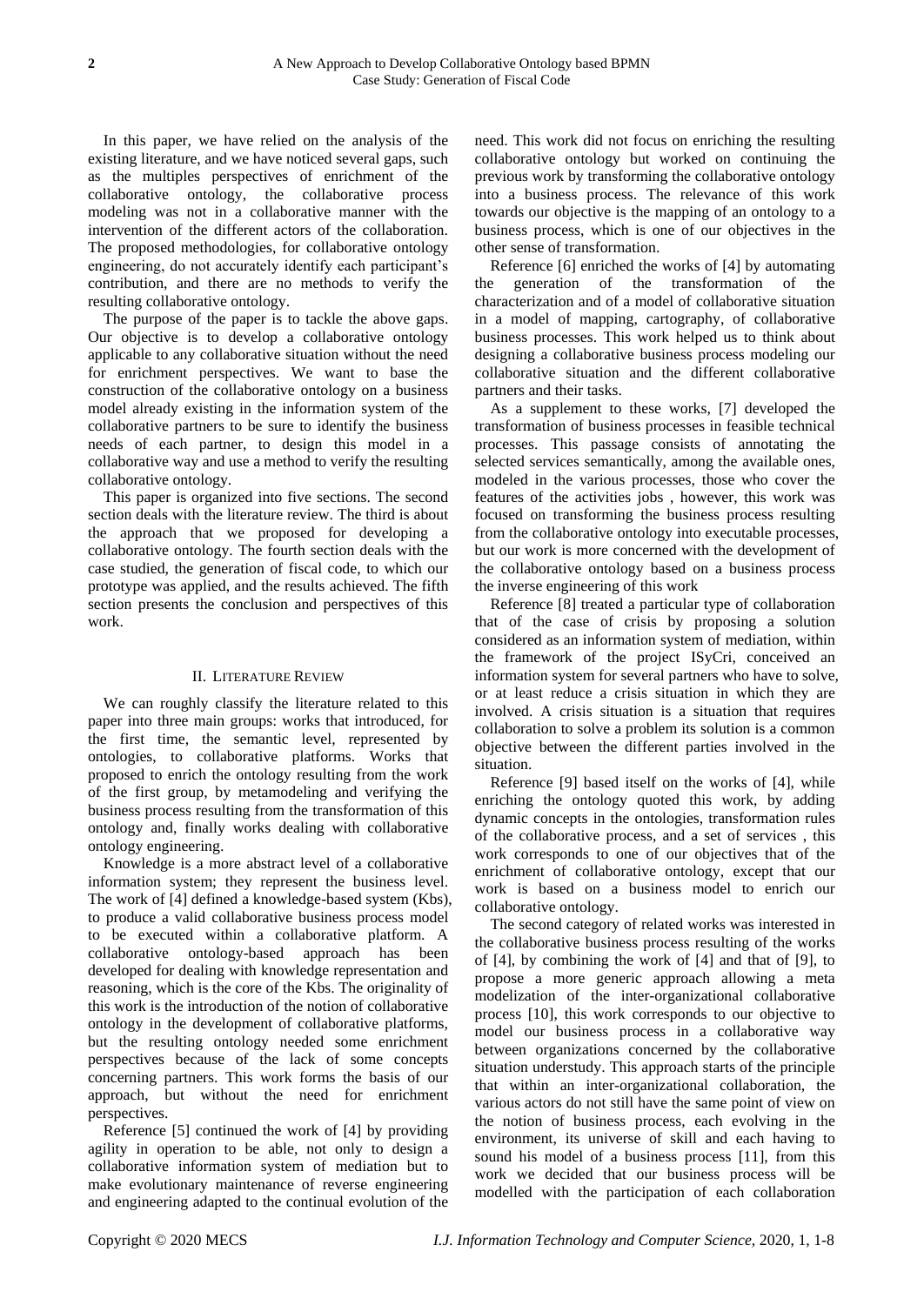In this paper, we have relied on the analysis of the existing literature, and we have noticed several gaps, such as the multiples perspectives of enrichment of the collaborative ontology, the collaborative process modeling was not in a collaborative manner with the intervention of the different actors of the collaboration. The proposed methodologies, for collaborative ontology engineering, do not accurately identify each participant's contribution, and there are no methods to verify the resulting collaborative ontology.

The purpose of the paper is to tackle the above gaps. Our objective is to develop a collaborative ontology applicable to any collaborative situation without the need for enrichment perspectives. We want to base the construction of the collaborative ontology on a business model already existing in the information system of the collaborative partners to be sure to identify the business needs of each partner, to design this model in a collaborative way and use a method to verify the resulting collaborative ontology.

This paper is organized into five sections. The second section deals with the literature review. The third is about the approach that we proposed for developing a collaborative ontology. The fourth section deals with the case studied, the generation of fiscal code, to which our prototype was applied, and the results achieved. The fifth section presents the conclusion and perspectives of this work.

## II. Literature Review

We can roughly classify the literature related to this paper into three main groups: works that introduced, for the first time, the semantic level, represented by ontologies, to collaborative platforms. Works that proposed to enrich the ontology resulting from the work of the first group, by metamodeling and verifying the business process resulting from the transformation of this ontology and, finally works dealing with collaborative ontology engineering.

Knowledge is a more abstract level of a collaborative information system; they represent the business level. The work of [4] defined a knowledge-based system (Kbs), to produce a valid collaborative business process model to be executed within a collaborative platform. A collaborative ontology-based approach has been developed for dealing with knowledge representation and reasoning, which is the core of the Kbs. The originality of this work is the introduction of the notion of collaborative ontology in the development of collaborative platforms, but the resulting ontology needed some enrichment perspectives because of the lack of some concepts concerning partners. This work forms the basis of our approach, but without the need for enrichment perspectives.

Reference [5] continued the work of [4] by providing agility in operation to be able, not only to design a collaborative information system of mediation but to make evolutionary maintenance of reverse engineering and engineering adapted to the continual evolution of the need. This work did not focus on enriching the resulting collaborative ontology but worked on continuing the previous work by transforming the collaborative ontology into a business process. The relevance of this work towards our objective is the mapping of an ontology to a business process, which is one of our objectives in the other sense of transformation.

Reference [6] enriched the works of [4] by automating the generation of the transformation of the characterization and of a model of collaborative situation in a model of mapping, cartography, of collaborative business processes. This work helped us to think about designing a collaborative business process modeling our collaborative situation and the different collaborative partners and their tasks.

As a supplement to these works, [7] developed the transformation of business processes in feasible technical processes. This passage consists of annotating the selected services semantically, among the available ones, modeled in the various processes, those who cover the features of the activities jobs , however, this work was focused on transforming the business process resulting from the collaborative ontology into executable processes, but our work is more concerned with the development of the collaborative ontology based on a business process the inverse engineering of this work

Reference [8] treated a particular type of collaboration that of the case of crisis by proposing a solution considered as an information system of mediation, within the framework of the project ISyCri, conceived an information system for several partners who have to solve, or at least reduce a crisis situation in which they are involved. A crisis situation is a situation that requires collaboration to solve a problem its solution is a common objective between the different parties involved in the situation.

Reference [9] based itself on the works of [4], while enriching the ontology quoted this work, by adding dynamic concepts in the ontologies, transformation rules of the collaborative process, and a set of services , this work corresponds to one of our objectives that of the enrichment of collaborative ontology, except that our work is based on a business model to enrich our collaborative ontology.

The second category of related works was interested in the collaborative business process resulting of the works of [4], by combining the work of [4] and that of [9], to propose a more generic approach allowing a meta modelization of the inter-organizational collaborative process [10], this work corresponds to our objective to model our business process in a collaborative way between organizations concerned by the collaborative situation understudy. This approach starts of the principle that within an inter-organizational collaboration, the various actors do not still have the same point of view on the notion of business process, each evolving in the environment, its universe of skill and each having to sound his model of a business process [11], from this work we decided that our business process will be modelled with the participation of each collaboration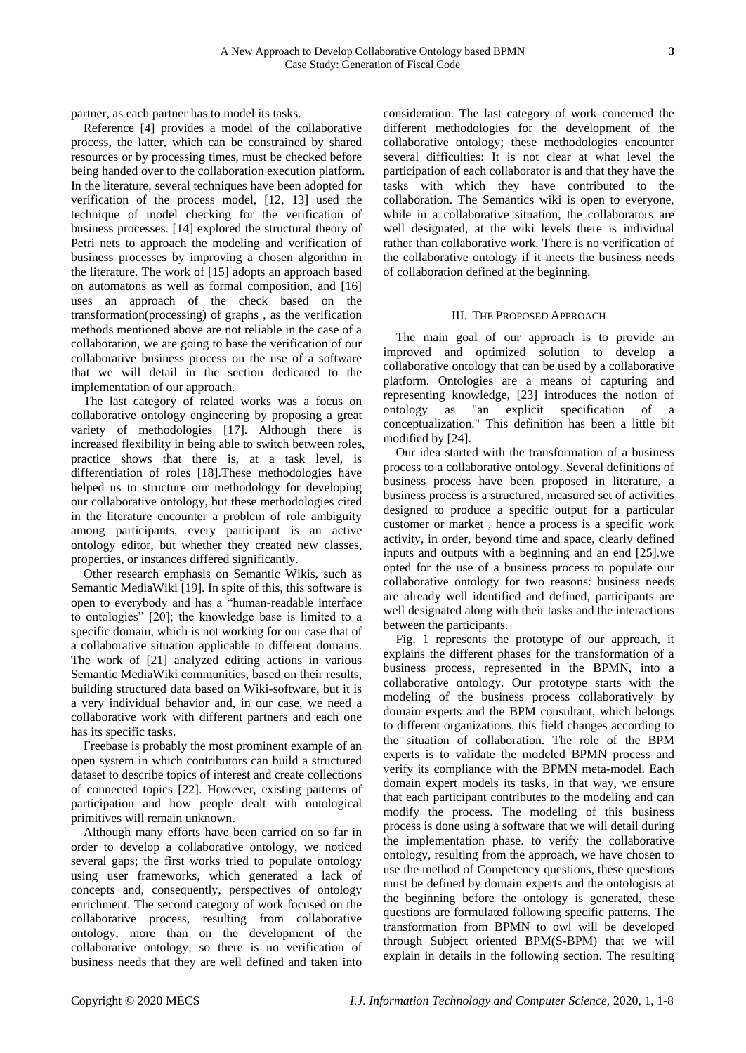partner, as each partner has to model its tasks.

Reference [4] provides a model of the collaborative process, the latter, which can be constrained by shared resources or by processing times, must be checked before being handed over to the collaboration execution platform. In the literature, several techniques have been adopted for verification of the process model, [12, 13] used the technique of model checking for the verification of business processes. [14] explored the structural theory of Petri nets to approach the modeling and verification of business processes by improving a chosen algorithm in the literature. The work of [15] adopts an approach based on automatons as well as formal composition, and [16] uses an approach of the check based on the transformation(processing) of graphs , as the verification methods mentioned above are not reliable in the case of a collaboration, we are going to base the verification of our collaborative business process on the use of a software that we will detail in the section dedicated to the implementation of our approach.

The last category of related works was a focus on collaborative ontology engineering by proposing a great variety of methodologies [17]. Although there is increased flexibility in being able to switch between roles, practice shows that there is, at a task level, is differentiation of roles [18].These methodologies have helped us to structure our methodology for developing our collaborative ontology, but these methodologies cited in the literature encounter a problem of role ambiguity among participants, every participant is an active ontology editor, but whether they created new classes, properties, or instances differed significantly.

Other research emphasis on Semantic Wikis, such as Semantic MediaWiki [19]. In spite of this, this software is open to everybody and has a "human-readable interface to ontologies" [20]; the knowledge base is limited to a specific domain, which is not working for our case that of a collaborative situation applicable to different domains. The work of [21] analyzed editing actions in various Semantic MediaWiki communities, based on their results, building structured data based on Wiki-software, but it is a very individual behavior and, in our case, we need a collaborative work with different partners and each one has its specific tasks.

Freebase is probably the most prominent example of an open system in which contributors can build a structured dataset to describe topics of interest and create collections of connected topics [22]. However, existing patterns of participation and how people dealt with ontological primitives will remain unknown.

Although many efforts have been carried on so far in order to develop a collaborative ontology, we noticed several gaps; the first works tried to populate ontology using user frameworks, which generated a lack of concepts and, consequently, perspectives of ontology enrichment. The second category of work focused on the collaborative process, resulting from collaborative ontology, more than on the development of the collaborative ontology, so there is no verification of business needs that they are well defined and taken into consideration. The last category of work concerned the different methodologies for the development of the collaborative ontology; these methodologies encounter several difficulties: It is not clear at what level the participation of each collaborator is and that they have the tasks with which they have contributed to the collaboration. The Semantics wiki is open to everyone, while in a collaborative situation, the collaborators are well designated, at the wiki levels there is individual rather than collaborative work. There is no verification of the collaborative ontology if it meets the business needs of collaboration defined at the beginning.

## III. The Proposed Approach

The main goal of our approach is to provide an improved and optimized solution to develop a collaborative ontology that can be used by a collaborative platform. Ontologies are a means of capturing and representing knowledge, [23] introduces the notion of ontology as "an explicit specification of a conceptualization." This definition has been a little bit modified by [24].

Our idea started with the transformation of a business process to a collaborative ontology. Several definitions of business process have been proposed in literature, a business process is a structured, measured set of activities designed to produce a specific output for a particular customer or market , hence a process is a specific work activity, in order, beyond time and space, clearly defined inputs and outputs with a beginning and an end [25].we opted for the use of a business process to populate our collaborative ontology for two reasons: business needs are already well identified and defined, participants are well designated along with their tasks and the interactions between the participants.

Fig. 1 represents the prototype of our approach, it explains the different phases for the transformation of a business process, represented in the BPMN, into a collaborative ontology. Our prototype starts with the modeling of the business process collaboratively by domain experts and the BPM consultant, which belongs to different organizations, this field changes according to the situation of collaboration. The role of the BPM experts is to validate the modeled BPMN process and verify its compliance with the BPMN meta-model. Each domain expert models its tasks, in that way, we ensure that each participant contributes to the modeling and can modify the process. The modeling of this business process is done using a software that we will detail during the implementation phase. to verify the collaborative ontology, resulting from the approach, we have chosen to use the method of Competency questions, these questions must be defined by domain experts and the ontologists at the beginning before the ontology is generated, these questions are formulated following specific patterns. The transformation from BPMN to owl will be developed through Subject oriented BPM(S-BPM) that we will explain in details in the following section. The resulting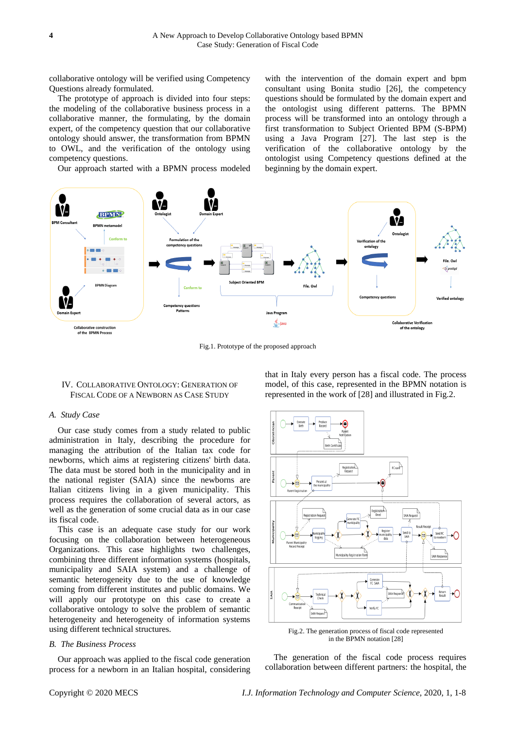collaborative ontology will be verified using Competency Questions already formulated.

The prototype of approach is divided into four steps: the modeling of the collaborative business process in a collaborative manner, the formulating, by the domain expert, of the competency question that our collaborative ontology should answer, the transformation from BPMN to OWL, and the verification of the ontology using competency questions.

Our approach started with a BPMN process modeled with the intervention of the domain expert and bpm consultant using Bonita studio [26], the competency questions should be formulated by the domain expert and the ontologist using different patterns. The BPMN process will be transformed into an ontology through a first transformation to Subject Oriented BPM (S-BPM) using a Java Program [27]. The last step is the verification of the collaborative ontology by the ontologist using Competency questions defined at the beginning by the domain expert.

Fig.1. Prototype of the proposed approach

## IV. Collaborative Ontology: Generation of Fiscal Code of a Newborn as Case Study

### A. *Study Case*

Our case study comes from a study related to public administration in Italy, describing the procedure for managing the attribution of the Italian tax code for newborns, which aims at registering citizens' birth data. The data must be stored both in the municipality and in the national register (SAIA) since the newborns are Italian citizens living in a given municipality. This process requires the collaboration of several actors, as well as the generation of some crucial data as in our case its fiscal code.

This case is an adequate case study for our work focusing on the collaboration between heterogeneous Organizations. This case highlights two challenges, combining three different information systems (hospitals, municipality and SAIA system) and a challenge of semantic heterogeneity due to the use of knowledge coming from different institutes and public domains. We will apply our prototype on this case to create a collaborative ontology to solve the problem of semantic heterogeneity and heterogeneity of information systems using different technical structures.

### B. *The Business Process*

Our approach was applied to the fiscal code generation process for a newborn in an Italian hospital, considering that in Italy every person has a fiscal code. The process model, of this case, represented in the BPMN notation is represented in the work of [28] and illustrated in Fig.2.

Fig.2. The generation process of fiscal code represented in the BPMN notation [28]

The generation of the fiscal code process requires collaboration between different partners: the hospital, the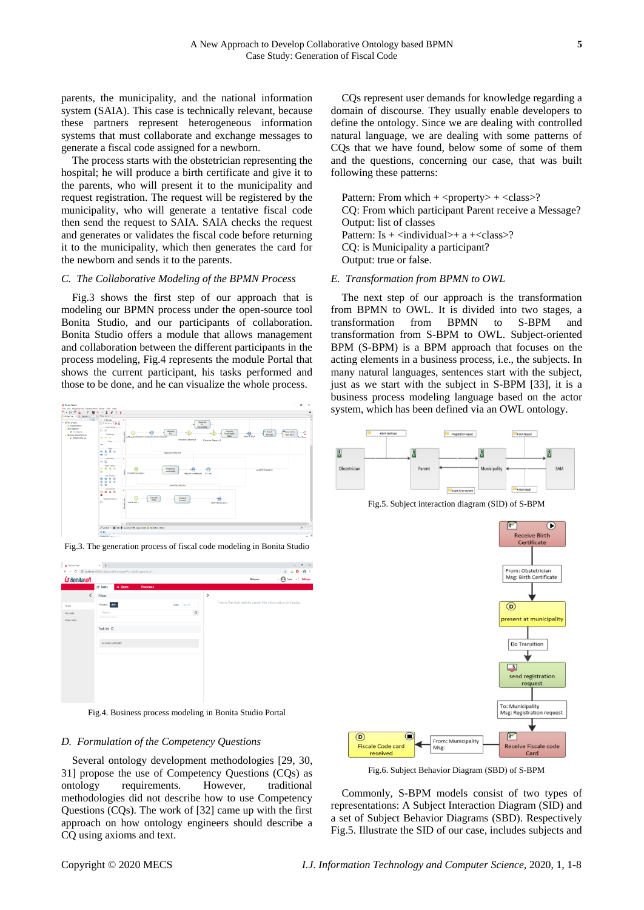parents, the municipality, and the national information system (SAIA). This case is technically relevant, because these partners represent heterogeneous information systems that must collaborate and exchange messages to generate a fiscal code assigned for a newborn.

The process starts with the obstetrician representing the hospital; he will produce a birth certificate and give it to the parents, who will present it to the municipality and request registration. The request will be registered by the municipality, who will generate a tentative fiscal code then send the request to SAIA. SAIA checks the request and generates or validates the fiscal code before returning it to the municipality, which then generates the card for the newborn and sends it to the parents.

### *C. The Collaborative Modeling of the BPMN Process*

Fig.3 shows the first step of our approach that is modeling our BPMN process under the open-source tool Bonita Studio, and our participants of collaboration. Bonita Studio offers a module that allows management and collaboration between the different participants in the process modeling, Fig.4 represents the module Portal that shows the current participant, his tasks performed and those to be done, and he can visualize the whole process.

Fig.3. The generation process of fiscal code modeling in Bonita Studio

Fig.4. Business process modeling in Bonita Studio Portal

### *D. Formulation of the Competency Questions*

Several ontology development methodologies [29, 30, 31] propose the use of Competency Questions (CQs) as ontology requirements. However, traditional methodologies did not describe how to use Competency Questions (CQs). The work of [32] came up with the first approach on how ontology engineers should describe a CQ using axioms and text.

CQs represent user demands for knowledge regarding a domain of discourse. They usually enable developers to define the ontology. Since we are dealing with controlled natural language, we are dealing with some patterns of CQs that we have found, below some of some of them and the questions, concerning our case, that was built following these patterns:

Pattern: From which + <property> + <class>?
CQ: From which participant Parent receive a Message?
Output: list of classes
Pattern: Is + <individual>+ a +<class>?
CQ: is Municipality a participant?
Output: true or false.

### *E. Transformation from BPMN to OWL*

The next step of our approach is the transformation from BPMN to OWL. It is divided into two stages, a transformation from BPMN to S-BPM and transformation from S-BPM to OWL. Subject-oriented BPM (S-BPM) is a BPM approach that focuses on the acting elements in a business process, i.e., the subjects. In many natural languages, sentences start with the subject, just as we start with the subject in S-BPM [33], it is a business process modeling language based on the actor system, which has been defined via an OWL ontology.

Fig.5. Subject interaction diagram (SID) of S-BPM

Fig.6. Subject Behavior Diagram (SBD) of S-BPM

Commonly, S-BPM models consist of two types of representations: A Subject Interaction Diagram (SID) and a set of Subject Behavior Diagrams (SBD). Respectively Fig.5. Illustrate the SID of our case, includes subjects and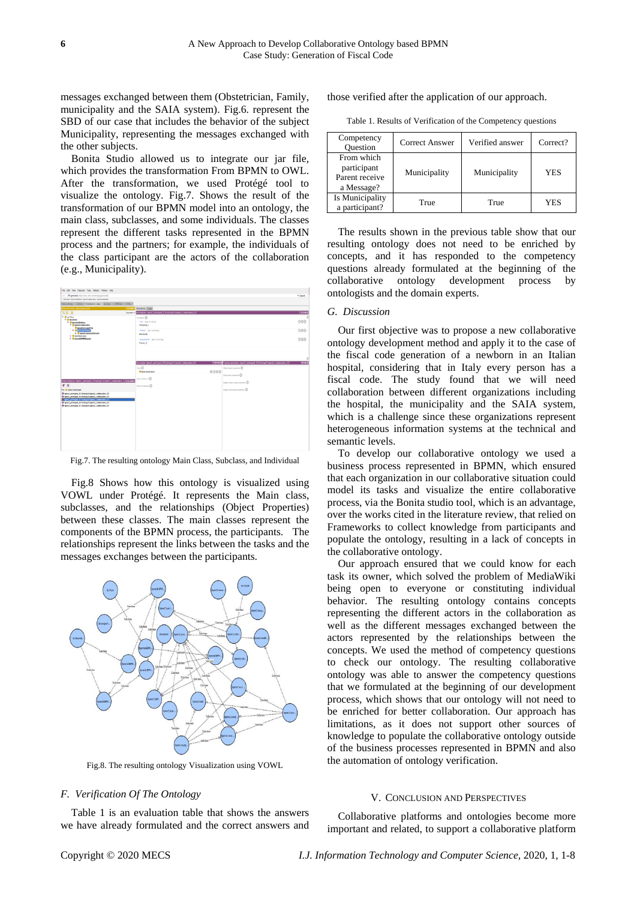messages exchanged between them (Obstetrician, Family, municipality and the SAIA system). Fig.6. represent the SBD of our case that includes the behavior of the subject Municipality, representing the messages exchanged with the other subjects.

Bonita Studio allowed us to integrate our jar file, which provides the transformation From BPMN to OWL. After the transformation, we used Protégé tool to visualize the ontology. Fig.7. Shows the result of the transformation of our BPMN model into an ontology, the main class, subclasses, and some individuals. The classes represent the different tasks represented in the BPMN process and the partners; for example, the individuals of the class participant are the actors of the collaboration (e.g., Municipality).

Fig.7. The resulting ontology Main Class, Subclass, and Individual

Fig.8 Shows how this ontology is visualized using VOWL under Protégé. It represents the Main class, subclasses, and the relationships (Object Properties) between these classes. The main classes represent the components of the BPMN process, the participants. The relationships represent the links between the tasks and the messages exchanges between the participants.

Fig.8. The resulting ontology Visualization using VOWL

### F. Verification Of The Ontology

Table 1 is an evaluation table that shows the answers we have already formulated and the correct answers and those verified after the application of our approach.

Table 1. Results of Verification of the Competency questions

| Competency Question | Correct Answer | Verified answer | Correct? |
|---|---|---|---|
| From which participant Parent receive a Message? | Municipality | Municipality | YES |
| Is Municipality a participant? | True | True | YES |

The results shown in the previous table show that our resulting ontology does not need to be enriched by concepts, and it has responded to the competency questions already formulated at the beginning of the collaborative ontology development process by ontologists and the domain experts.

### G. Discussion

Our first objective was to propose a new collaborative ontology development method and apply it to the case of the fiscal code generation of a newborn in an Italian hospital, considering that in Italy every person has a fiscal code. The study found that we will need collaboration between different organizations including the hospital, the municipality and the SAIA system, which is a challenge since these organizations represent heterogeneous information systems at the technical and semantic levels.

To develop our collaborative ontology we used a business process represented in BPMN, which ensured that each organization in our collaborative situation could model its tasks and visualize the entire collaborative process, via the Bonita studio tool, which is an advantage, over the works cited in the literature review, that relied on Frameworks to collect knowledge from participants and populate the ontology, resulting in a lack of concepts in the collaborative ontology.

Our approach ensured that we could know for each task its owner, which solved the problem of MediaWiki being open to everyone or constituting individual behavior. The resulting ontology contains concepts representing the different actors in the collaboration as well as the different messages exchanged between the actors represented by the relationships between the concepts. We used the method of competency questions to check our ontology. The resulting collaborative ontology was able to answer the competency questions that we formulated at the beginning of our development process, which shows that our ontology will not need to be enriched for better collaboration. Our approach has limitations, as it does not support other sources of knowledge to populate the collaborative ontology outside of the business processes represented in BPMN and also the automation of ontology verification.

## V. Conclusion and Perspectives

Collaborative platforms and ontologies become more important and related, to support a collaborative platform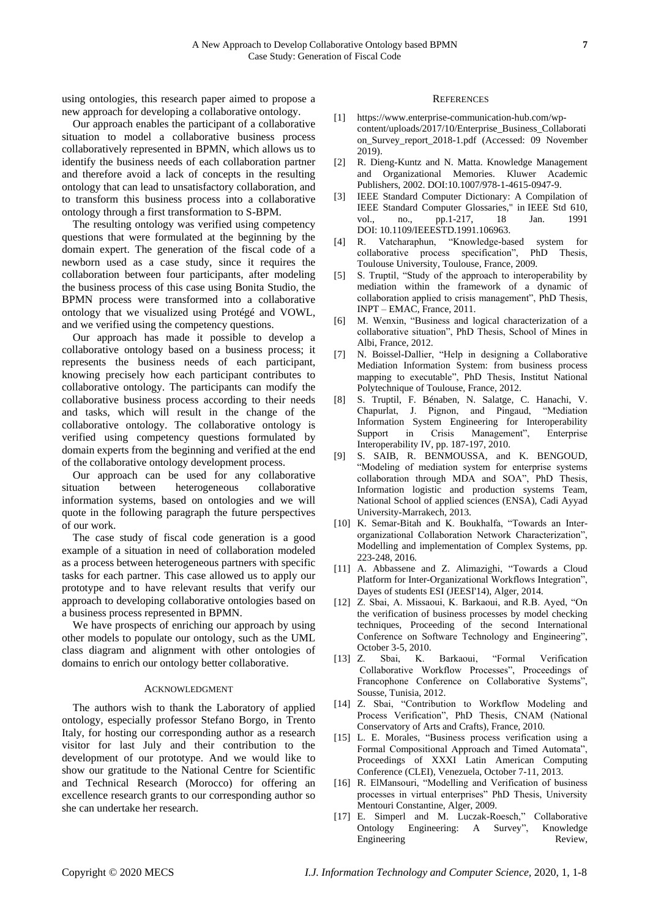using ontologies, this research paper aimed to propose a new approach for developing a collaborative ontology.

Our approach enables the participant of a collaborative situation to model a collaborative business process collaboratively represented in BPMN, which allows us to identify the business needs of each collaboration partner and therefore avoid a lack of concepts in the resulting ontology that can lead to unsatisfactory collaboration, and to transform this business process into a collaborative ontology through a first transformation to S-BPM.

The resulting ontology was verified using competency questions that were formulated at the beginning by the domain expert. The generation of the fiscal code of a newborn used as a case study, since it requires the collaboration between four participants, after modeling the business process of this case using Bonita Studio, the BPMN process were transformed into a collaborative ontology that we visualized using Protégé and VOWL, and we verified using the competency questions.

Our approach has made it possible to develop a collaborative ontology based on a business process; it represents the business needs of each participant, knowing precisely how each participant contributes to collaborative ontology. The participants can modify the collaborative business process according to their needs and tasks, which will result in the change of the collaborative ontology. The collaborative ontology is verified using competency questions formulated by domain experts from the beginning and verified at the end of the collaborative ontology development process.

Our approach can be used for any collaborative situation between heterogeneous collaborative information systems, based on ontologies and we will quote in the following paragraph the future perspectives of our work.

The case study of fiscal code generation is a good example of a situation in need of collaboration modeled as a process between heterogeneous partners with specific tasks for each partner. This case allowed us to apply our prototype and to have relevant results that verify our approach to developing collaborative ontologies based on a business process represented in BPMN.

We have prospects of enriching our approach by using other models to populate our ontology, such as the UML class diagram and alignment with other ontologies of domains to enrich our ontology better collaborative.

## Acknowledgment

The authors wish to thank the Laboratory of applied ontology, especially professor Stefano Borgo, in Trento Italy, for hosting our corresponding author as a research visitor for last July and their contribution to the development of our prototype. And we would like to show our gratitude to the National Centre for Scientific and Technical Research (Morocco) for offering an excellence research grants to our corresponding author so she can undertake her research.

## References

[1] https://www.enterprise-communication-hub.com/wp-content/uploads/2017/10/Enterprise_Business_Collaboration_Survey_report_2018-1.pdf (Accessed: 09 November 2019).

[2] R. Dieng-Kuntz and N. Matta. Knowledge Management and Organizational Memories. Kluwer Academic Publishers, 2002. DOI:10.1007/978-1-4615-0947-9.

[3] IEEE Standard Computer Dictionary: A Compilation of IEEE Standard Computer Glossaries," in IEEE Std 610, vol., no., pp.1-217, 18 Jan. 1991 DOI: 10.1109/IEEESTD.1991.106963.

[4] R. Vatcharaphun, "Knowledge-based system for collaborative process specification", PhD Thesis, Toulouse University, Toulouse, France, 2009.

[5] S. Truptil, "Study of the approach to interoperability by mediation within the framework of a dynamic of collaboration applied to crisis management", PhD Thesis, INPT – EMAC, France, 2011.

[6] M. Wenxin, "Business and logical characterization of a collaborative situation", PhD Thesis, School of Mines in Albi, France, 2012.

[7] N. Boissel-Dallier, "Help in designing a Collaborative Mediation Information System: from business process mapping to executable", PhD Thesis, Institut National Polytechnique of Toulouse, France, 2012.

[8] S. Truptil, F. Bénaben, N. Salatge, C. Hanachi, V. Chapurlat, J. Pignon, and Pingaud, "Mediation Information System Engineering for Interoperability Support in Crisis Management", Enterprise Interoperability IV, pp. 187-197, 2010.

[9] S. SAIB, R. BENMOUSSA, and K. BENGOUD, "Modeling of mediation system for enterprise systems collaboration through MDA and SOA", PhD Thesis, Information logistic and production systems Team, National School of applied sciences (ENSA), Cadi Ayyad University-Marrakech, 2013.

[10] K. Semar-Bitah and K. Boukhalfa, "Towards an Inter-organizational Collaboration Network Characterization", Modelling and implementation of Complex Systems, pp. 223-248, 2016.

[11] A. Abbassene and Z. Alimazighi, "Towards a Cloud Platform for Inter-Organizational Workflows Integration", Dayes of students ESI (JEESI'14), Alger, 2014.

[12] Z. Sbai, A. Missaoui, K. Barkaoui, and R.B. Ayed, "On the verification of business processes by model checking techniques, Proceeding of the second International Conference on Software Technology and Engineering", October 3-5, 2010.

[13] Z. Sbai, K. Barkaoui, "Formal Verification Collaborative Workflow Processes", Proceedings of Francophone Conference on Collaborative Systems", Sousse, Tunisia, 2012.

[14] Z. Sbai, "Contribution to Workflow Modeling and Process Verification", PhD Thesis, CNAM (National Conservatory of Arts and Crafts), France, 2010.

[15] L. E. Morales, "Business process verification using a Formal Compositional Approach and Timed Automata", Proceedings of XXXI Latin American Computing Conference (CLEI), Venezuela, October 7-11, 2013.

[16] R. ElMansouri, "Modelling and Verification of business processes in virtual enterprises" PhD Thesis, University Mentouri Constantine, Alger, 2009.

[17] E. Simperl and M. Luczak-Roesch," Collaborative Ontology Engineering: A Survey", Knowledge Engineering Review,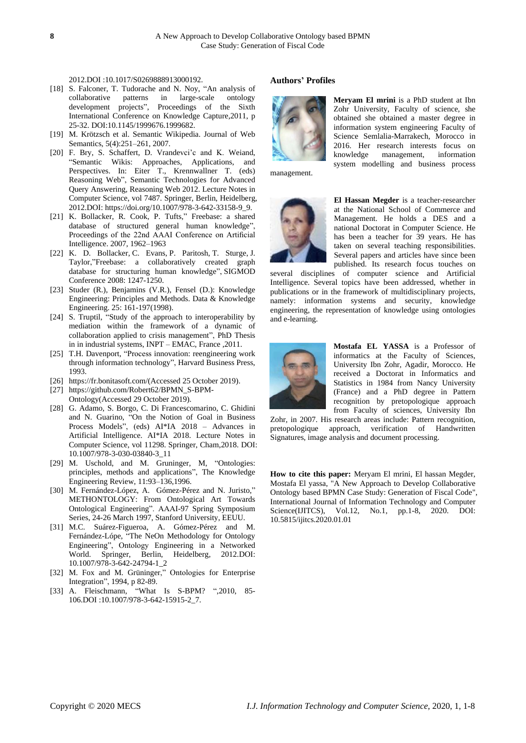2012.DOI :10.1017/S0269888913000192.

[18] S. Falconer, T. Tudorache and N. Noy, "An analysis of collaborative patterns in large-scale ontology development projects", Proceedings of the Sixth International Conference on Knowledge Capture,2011, p 25-32. DOI:10.1145/1999676.1999682.

[19] M. Krötzsch et al. Semantic Wikipedia. Journal of Web Semantics, 5(4):251–261, 2007.

[20] F. Bry, S. Schaffert, D. Vrandevci'c and K. Weiand, "Semantic Wikis: Approaches, Applications, and Perspectives. In: Eiter T., Krennwallner T. (eds) Reasoning Web", Semantic Technologies for Advanced Query Answering, Reasoning Web 2012. Lecture Notes in Computer Science, vol 7487. Springer, Berlin, Heidelberg, 2012.DOI: https://doi.org/10.1007/978-3-642-33158-9_9.

[21] K. Bollacker, R. Cook, P. Tufts," Freebase: a shared database of structured general human knowledge", Proceedings of the 22nd AAAI Conference on Artificial Intelligence. 2007, 1962–1963

[22] K. D. Bollacker, C. Evans, P. Paritosh, T. Sturge, J. Taylor,"Freebase: a collaboratively created graph database for structuring human knowledge", SIGMOD Conference 2008: 1247-1250.

[23] Studer (R.), Benjamins (V.R.), Fensel (D.): Knowledge Engineering: Principles and Methods. Data & Knowledge Engineering. 25: 161-197(1998).

[24] S. Truptil, "Study of the approach to interoperability by mediation within the framework of a dynamic of collaboration applied to crisis management", PhD Thesis in in industrial systems, INPT – EMAC, France ,2011.

[25] T.H. Davenport, "Process innovation: reengineering work through information technology", Harvard Business Press, 1993.

[26] https://fr.bonitasoft.com/(Accessed 25 October 2019).

[27] https://github.com/Robert62/BPMN_S-BPM-Ontology(Accessed 29 October 2019).

[28] G. Adamo, S. Borgo, C. Di Francescomarino, C. Ghidini and N. Guarino, "On the Notion of Goal in Business Process Models", (eds) AI*IA 2018 – Advances in Artificial Intelligence. AI*IA 2018. Lecture Notes in Computer Science, vol 11298. Springer, Cham,2018. DOI: 10.1007/978-3-030-03840-3_11

[29] M. Uschold, and M. Gruninger, M, "Ontologies: principles, methods and applications", The Knowledge Engineering Review, 11:93–136,1996.

[30] M. Fernández-López, A. Gómez-Pérez and N. Juristo," METHONTOLOGY: From Ontological Art Towards Ontological Engineering". AAAI-97 Spring Symposium Series, 24-26 March 1997, Stanford University, EEUU.

[31] M.C. Suárez-Figueroa, A. Gómez-Pérez and M. Fernández-Lópe, "The NeOn Methodology for Ontology Engineering", Ontology Engineering in a Networked World. Springer, Berlin, Heidelberg, 2012.DOI: 10.1007/978-3-642-24794-1_2

[32] M. Fox and M. Grüninger," Ontologies for Enterprise Integration", 1994, p 82-89.

[33] A. Fleischmann, "What Is S-BPM? ",2010, 85-106.DOI :10.1007/978-3-642-15915-2_7.

## Authors' Profiles

**Meryam El mrini** is a PhD student at Ibn Zohr University, Faculty of science, she obtained she obtained a master degree in information system engineering Faculty of Science Semlalia-Marrakech, Morocco in 2016. Her research interests focus on knowledge management, information system modelling and business process management.

**El Hassan Megder** is a teacher-researcher at the National School of Commerce and Management. He holds a DES and a national Doctorat in Computer Science. He has been a teacher for 39 years. He has taken on several teaching responsibilities. Several papers and articles have since been published. Its research focus touches on several disciplines of computer science and Artificial Intelligence. Several topics have been addressed, whether in publications or in the framework of multidisciplinary projects, namely: information systems and security, knowledge engineering, the representation of knowledge using ontologies and e-learning.

**Mostafa EL YASSA** is a Professor of informatics at the Faculty of Sciences, University Ibn Zohr, Agadir, Morocco. He received a Doctorat in Informatics and Statistics in 1984 from Nancy University (France) and a PhD degree in Pattern recognition by pretopologique approach from Faculty of sciences, University Ibn Zohr, in 2007. His research areas include: Pattern recognition, pretopologique approach, verification of Handwritten Signatures, image analysis and document processing.

**How to cite this paper:** Meryam El mrini, El hassan Megder, Mostafa El yassa, "A New Approach to Develop Collaborative Ontology based BPMN Case Study: Generation of Fiscal Code", International Journal of Information Technology and Computer Science(IJITCS), Vol.12, No.1, pp.1-8, 2020. DOI: 10.5815/ijitcs.2020.01.01